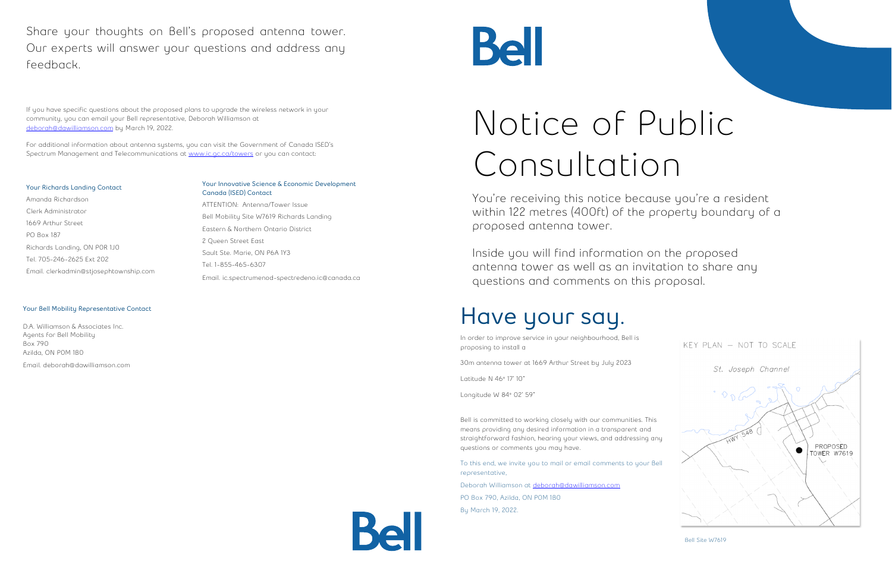Share your thoughts on Bell's proposed antenna tower. Our experts will answer your questions and address any feedback.

If you have specific questions about the proposed plans to upgrade the wireless network in your community, you can email your Bell representative, Deborah Williamson at deborah@dawilliamson.com by March 19, 2022.

For additional information about antenna systems, you can visit the Government of Canada ISED's Spectrum Management and Telecommunications at www.ic.gc.ca/towers or you can contact:

### Your Richards Landing Contact

Amanda Richardson
Clerk Administrator
1669 Arthur Street
PO Box 187
Richards Landing, ON P0R 1J0
Tel. 705-246-2625 Ext 202
Email. clerkadmin@stjosephtownship.com

### Your Innovative Science & Economic Development Canada (ISED) Contact

ATTENTION: Antenna/Tower Issue
Bell Mobility Site W7619 Richards Landing
Eastern & Northern Ontario District
2 Queen Street East
Sault Ste. Marie, ON P6A 1Y3
Tel. 1-855-465-6307
Email. ic.spectrumenod-spectredeno.ic@canada.ca

### Your Bell Mobility Representative Contact

D.A. Williamson & Associates Inc.
Agents for Bell Mobility
Box 790
Azilda, ON P0M 1B0
Email. deborah@dawilliamson.com

Bell

# Notice of Public Consultation

You're receiving this notice because you're a resident within 122 metres (400ft) of the property boundary of a proposed antenna tower.

Inside you will find information on the proposed antenna tower as well as an invitation to share any questions and comments on this proposal.

## Have your say.

In order to improve service in your neighbourhood, Bell is proposing to install a

30m antenna tower at 1669 Arthur Street by July 2023

Latitude N 46° 17' 10"

Longitude W 84° 02' 59"

Bell is committed to working closely with our communities. This means providing any desired information in a transparent and straightforward fashion, hearing your views, and addressing any questions or comments you may have.

To this end, we invite you to mail or email comments to your Bell representative,

Deborah Williamson at deborah@dawilliamson.com

PO Box 790, Azilda, ON P0M 1B0

By March 19, 2022.

KEY PLAN – NOT TO SCALE

St. Joseph Channel

HWY 548

PROPOSED TOWER W7619

Bell Site W7619

Bell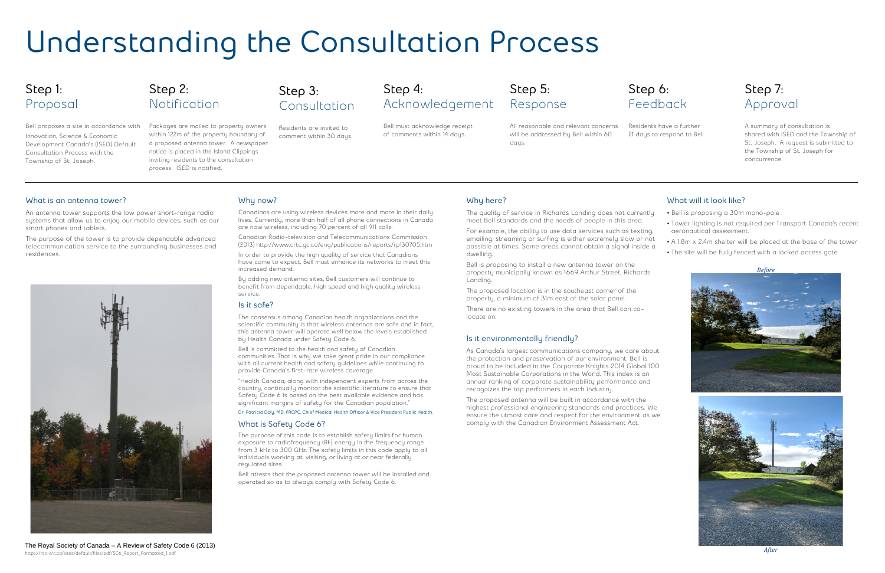# Understanding the Consultation Process

## Step 1: Proposal

Bell proposes a site in accordance with Innovation, Science & Economic Development Canada's (ISED) Default Consultation Process with the Township of St. Joseph.

## Step 2: Notification

Packages are mailed to property owners within 122m of the property boundary of a proposed antenna tower. A newspaper notice is placed in the Island Clippings inviting residents to the consultation process. ISED is notified.

## Step 3: Consultation

Residents are invited to comment within 30 days.

## Step 4: Acknowledgement

Bell must acknowledge receipt of comments within 14 days.

## Step 5: Response

All reasonable and relevant concerns will be addressed by Bell within 60 days.

## Step 6: Feedback

Residents have a further 21 days to respond to Bell.

## Step 7: Approval

A summary of consultation is shared with ISED and the Township of St. Joseph. A request is submitted to the Township of St. Joseph for concurrence.

---

### What is an antenna tower?

An antenna tower supports the low power short-range radio systems that allow us to enjoy our mobile devices, such as our smart phones and tablets.

The purpose of the tower is to provide dependable advanced telecommunication service to the surrounding businesses and residences.

The Royal Society of Canada – A Review of Safety Code 6 (2013)
https://rsc-src.ca/sites/default/files/pdf/SC6_Report_Formatted_1.pdf

### Why now?

Canadians are using wireless devices more and more in their daily lives. Currently, more than half of all phone connections in Canada are now wireless, including 70 percent of all 911 calls.

Canadian Radio-television and Telecommunications Commission (2013) http://www.crtc.gc.ca/eng/publications/reports/rp130705.htm

In order to provide the high quality of service that Canadians have come to expect, Bell must enhance its networks to meet this increased demand.

By adding new antenna sites, Bell customers will continue to benefit from dependable, high speed and high quality wireless service.

### Is it safe?

The consensus among Canadian health organizations and the scientific community is that wireless antennas are safe and in fact, this antenna tower will operate well below the levels established by Health Canada under Safety Code 6.

Bell is committed to the health and safety of Canadian communities. That is why we take great pride in our compliance with all current health and safety guidelines while continuing to provide Canada's first-rate wireless coverage.

"Health Canada, along with independent experts from across the country, continually monitor the scientific literature to ensure that Safety Code 6 is based on the best available evidence and has significant margins of safety for the Canadian population."

Dr. Patricia Daly, MD, FRCPC, Chief Medical Health Officer & Vice President Public Health.

### What is Safety Code 6?

The purpose of this code is to establish safety limits for human exposure to radiofrequency (RF) energy in the frequency range from 3 kHz to 300 GHz. The safety limits in this code apply to all individuals working at, visiting, or living at or near federally regulated sites.

Bell attests that the proposed antenna tower will be installed and operated so as to always comply with Safety Code 6.

### Why here?

The quality of service in Richards Landing does not currently meet Bell standards and the needs of people in this area.

For example, the ability to use data services such as texting, emailing, streaming or surfing is either extremely slow or not possible at times. Some areas cannot obtain a signal inside a dwelling.

Bell is proposing to install a new antenna tower on the property municipally known as 1669 Arthur Street, Richards Landing.

The proposed location is in the southeast corner of the property, a minimum of 31m east of the solar panel.

There are no existing towers in the area that Bell can co-locate on.

### Is it environmentally friendly?

As Canada's largest communications company, we care about the protection and preservation of our environment. Bell is proud to be included in the Corporate Knights 2014 Global 100 Most Sustainable Corporations in the World. This index is an annual ranking of corporate sustainability performance and recognizes the top performers in each industry.

The proposed antenna will be built in accordance with the highest professional engineering standards and practices. We ensure the utmost care and respect for the environment as we comply with the Canadian Environment Assessment Act.

### What will it look like?

- Bell is proposing a 30m mono-pole
- Tower lighting is not required per Transport Canada's recent aeronautical assessment.
- A 1.8m x 2.4m shelter will be placed at the base of the tower
- The site will be fully fenced with a locked access gate

*Before*

*After*